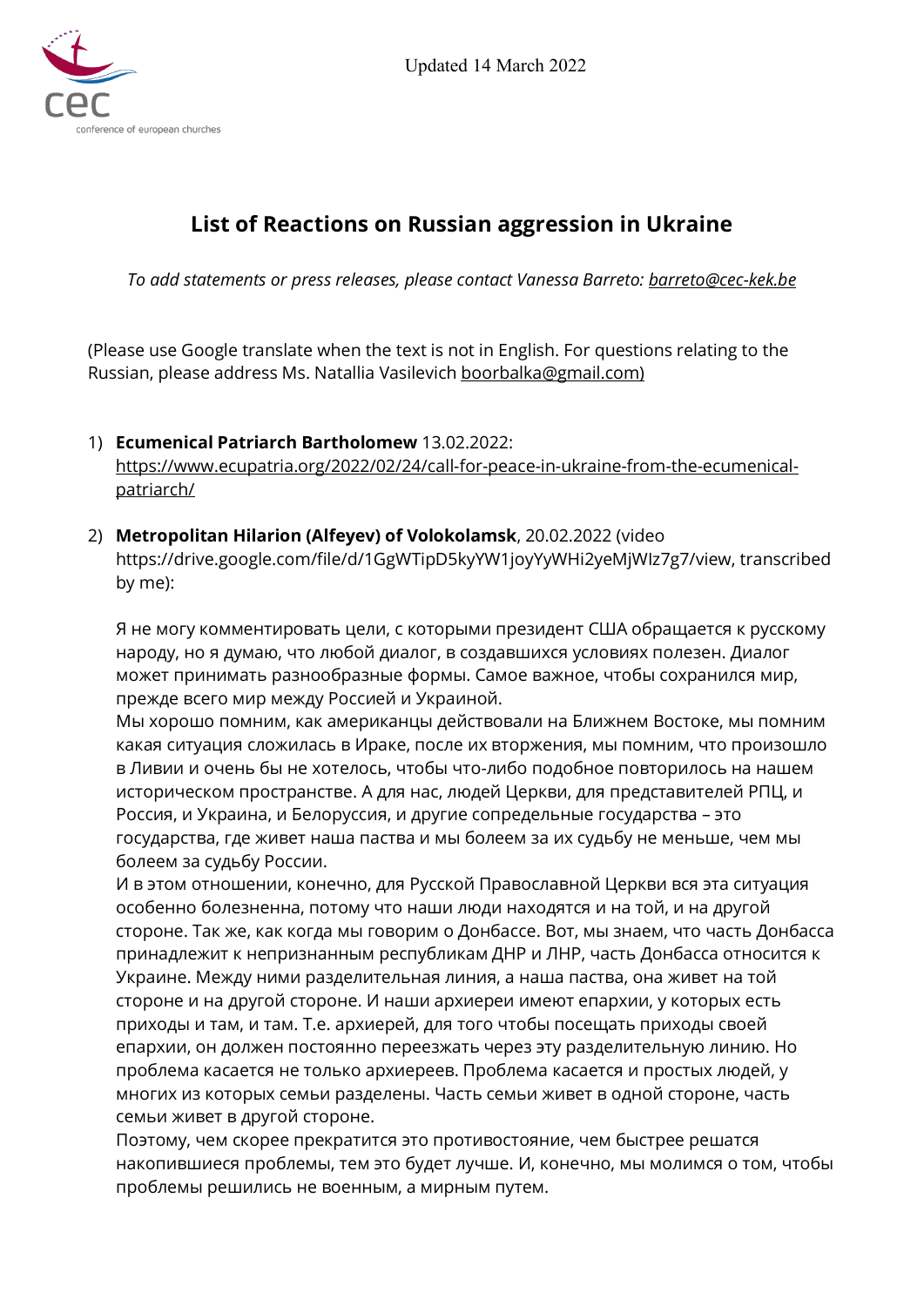cec

conference of european churches

Updated 14 March 2022

# List of Reactions on Russian aggression in Ukraine

*To add statements or press releases, please contact Vanessa Barreto: barreto@cec-kek.be*

(Please use Google translate when the text is not in English. For questions relating to the Russian, please address Ms. Natallia Vasilevich boorbalka@gmail.com)

1) **Ecumenical Patriarch Bartholomew** 13.02.2022: https://www.ecupatria.org/2022/02/24/call-for-peace-in-ukraine-from-the-ecumenical-patriarch/

2) **Metropolitan Hilarion (Alfeyev) of Volokolamsk**, 20.02.2022 (video https://drive.google.com/file/d/1GgWTipD5kyYW1joyYyWHi2yeMjWIz7g7/view, transcribed by me):

   Я не могу комментировать цели, с которыми президент США обращается к русскому народу, но я думаю, что любой диалог, в создавшихся условиях полезен. Диалог может принимать разнообразные формы. Самое важное, чтобы сохранился мир, прежде всего мир между Россией и Украиной.
   Мы хорошо помним, как американцы действовали на Ближнем Востоке, мы помним какая ситуация сложилась в Ираке, после их вторжения, мы помним, что произошло в Ливии и очень бы не хотелось, чтобы что-либо подобное повторилось на нашем историческом пространстве. А для нас, людей Церкви, для представителей РПЦ, и Россия, и Украина, и Белоруссия, и другие сопредельные государства – это государства, где живет наша паства и мы болеем за их судьбу не меньше, чем мы болеем за судьбу России.
   И в этом отношении, конечно, для Русской Православной Церкви вся эта ситуация особенно болезненна, потому что наши люди находятся и на той, и на другой стороне. Так же, как когда мы говорим о Донбассе. Вот, мы знаем, что часть Донбасса принадлежит к непризнанным республикам ДНР и ЛНР, часть Донбасса относится к Украине. Между ними разделительная линия, а наша паства, она живет на той стороне и на другой стороне. И наши архиереи имеют епархии, у которых есть приходы и там, и там. Т.е. архиерей, для того чтобы посещать приходы своей епархии, он должен постоянно переезжать через эту разделительную линию. Но проблема касается не только архиереев. Проблема касается и простых людей, у многих из которых семьи разделены. Часть семьи живет в одной стороне, часть семьи живет в другой стороне.
   Поэтому, чем скорее прекратится это противостояние, чем быстрее решатся накопившиеся проблемы, тем это будет лучше. И, конечно, мы молимся о том, чтобы проблемы решились не военным, а мирным путем.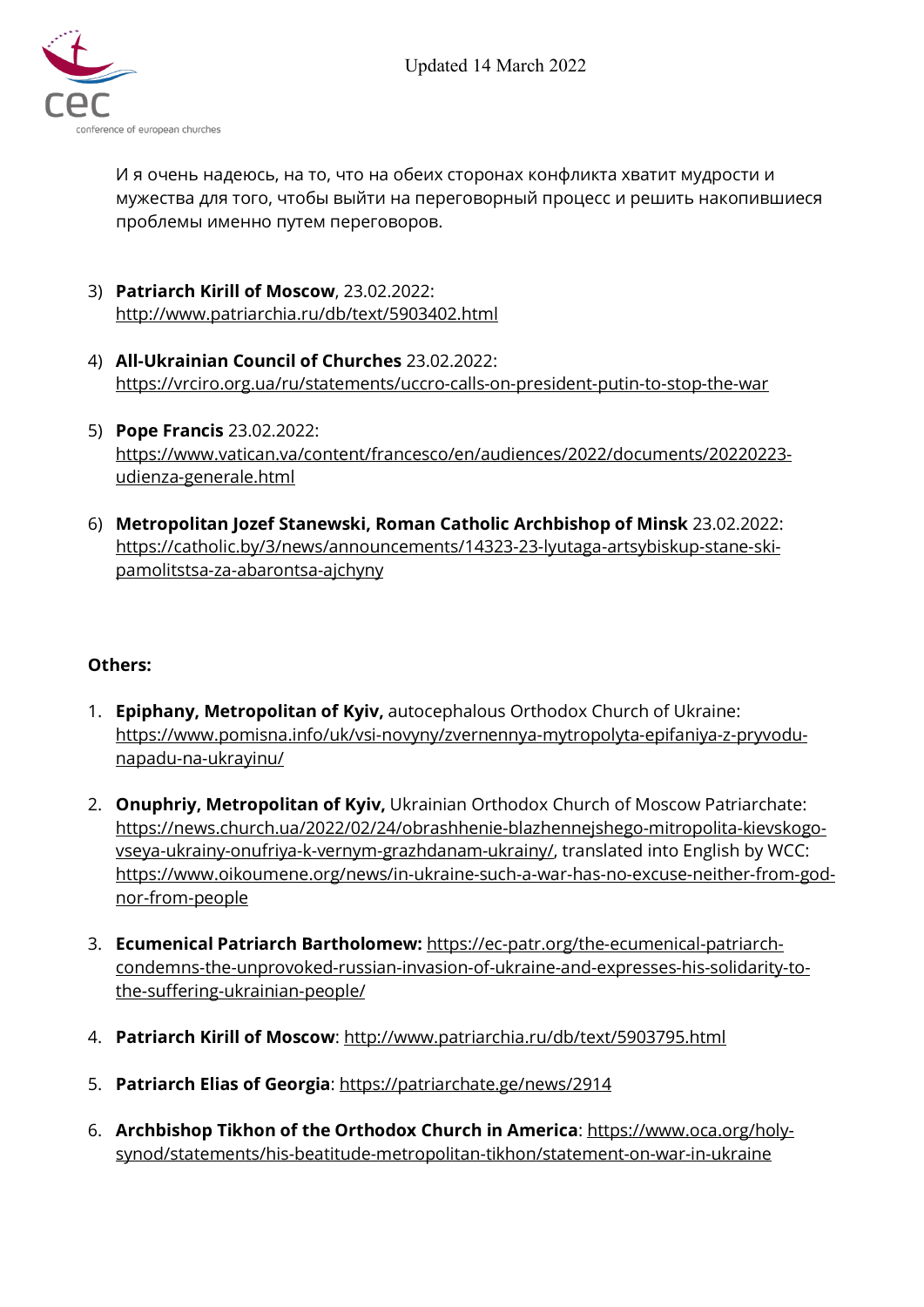И я очень надеюсь, на то, что на обеих сторонах конфликта хватит мудрости и мужества для того, чтобы выйти на переговорный процесс и решить накопившиеся проблемы именно путем переговоров.

3) **Patriarch Kirill of Moscow**, 23.02.2022: http://www.patriarchia.ru/db/text/5903402.html

4) **All-Ukrainian Council of Churches** 23.02.2022: https://vrciro.org.ua/ru/statements/uccro-calls-on-president-putin-to-stop-the-war

5) **Pope Francis** 23.02.2022: https://www.vatican.va/content/francesco/en/audiences/2022/documents/20220223-udienza-generale.html

6) **Metropolitan Jozef Stanewski, Roman Catholic Archbishop of Minsk** 23.02.2022: https://catholic.by/3/news/announcements/14323-23-lyutaga-artsybiskup-stane-ski-pamolitstsa-za-abarontsa-ajchyny

**Others:**

1. **Epiphany, Metropolitan of Kyiv,** autocephalous Orthodox Church of Ukraine: https://www.pomisna.info/uk/vsi-novyny/zvernennya-mytropolyta-epifaniya-z-pryvodu-napadu-na-ukrayinu/

2. **Onuphriy, Metropolitan of Kyiv,** Ukrainian Orthodox Church of Moscow Patriarchate: https://news.church.ua/2022/02/24/obrashhenie-blazhennejshego-mitropolita-kievskogo-vseya-ukrainy-onufriya-k-vernym-grazhdanam-ukrainy/, translated into English by WCC: https://www.oikoumene.org/news/in-ukraine-such-a-war-has-no-excuse-neither-from-god-nor-from-people

3. **Ecumenical Patriarch Bartholomew:** https://ec-patr.org/the-ecumenical-patriarch-condemns-the-unprovoked-russian-invasion-of-ukraine-and-expresses-his-solidarity-to-the-suffering-ukrainian-people/

4. **Patriarch Kirill of Moscow**: http://www.patriarchia.ru/db/text/5903795.html

5. **Patriarch Elias of Georgia**: https://patriarchate.ge/news/2914

6. **Archbishop Tikhon of the Orthodox Church in America**: https://www.oca.org/holy-synod/statements/his-beatitude-metropolitan-tikhon/statement-on-war-in-ukraine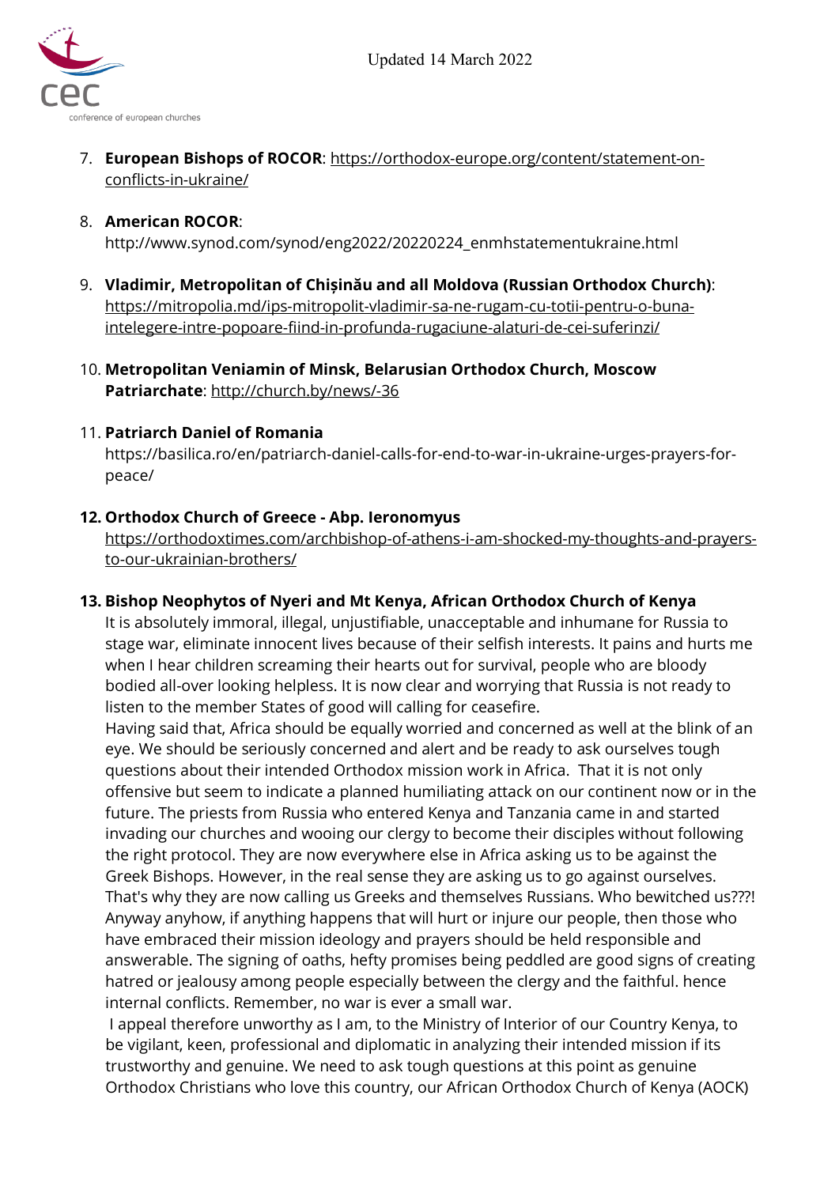7. **European Bishops of ROCOR**: https://orthodox-europe.org/content/statement-on-conflicts-in-ukraine/

8. **American ROCOR**: http://www.synod.com/synod/eng2022/20220224_enmhstatementukraine.html

9. **Vladimir, Metropolitan of Chișinău and all Moldova (Russian Orthodox Church)**: https://mitropolia.md/ips-mitropolit-vladimir-sa-ne-rugam-cu-totii-pentru-o-buna-intelegere-intre-popoare-fiind-in-profunda-rugaciune-alaturi-de-cei-suferinzi/

10. **Metropolitan Veniamin of Minsk, Belarusian Orthodox Church, Moscow Patriarchate**: http://church.by/news/-36

11. **Patriarch Daniel of Romania**
    https://basilica.ro/en/patriarch-daniel-calls-for-end-to-war-in-ukraine-urges-prayers-for-peace/

12. **Orthodox Church of Greece - Abp. Ieronomyus**
    https://orthodoxtimes.com/archbishop-of-athens-i-am-shocked-my-thoughts-and-prayers-to-our-ukrainian-brothers/

13. **Bishop Neophytos of Nyeri and Mt Kenya, African Orthodox Church of Kenya**
    It is absolutely immoral, illegal, unjustifiable, unacceptable and inhumane for Russia to stage war, eliminate innocent lives because of their selfish interests. It pains and hurts me when I hear children screaming their hearts out for survival, people who are bloody bodied all-over looking helpless. It is now clear and worrying that Russia is not ready to listen to the member States of good will calling for ceasefire.
    Having said that, Africa should be equally worried and concerned as well at the blink of an eye. We should be seriously concerned and alert and be ready to ask ourselves tough questions about their intended Orthodox mission work in Africa. That it is not only offensive but seem to indicate a planned humiliating attack on our continent now or in the future. The priests from Russia who entered Kenya and Tanzania came in and started invading our churches and wooing our clergy to become their disciples without following the right protocol. They are now everywhere else in Africa asking us to be against the Greek Bishops. However, in the real sense they are asking us to go against ourselves. That's why they are now calling us Greeks and themselves Russians. Who bewitched us???! Anyway anyhow, if anything happens that will hurt or injure our people, then those who have embraced their mission ideology and prayers should be held responsible and answerable. The signing of oaths, hefty promises being peddled are good signs of creating hatred or jealousy among people especially between the clergy and the faithful. hence internal conflicts. Remember, no war is ever a small war.
    I appeal therefore unworthy as I am, to the Ministry of Interior of our Country Kenya, to be vigilant, keen, professional and diplomatic in analyzing their intended mission if its trustworthy and genuine. We need to ask tough questions at this point as genuine Orthodox Christians who love this country, our African Orthodox Church of Kenya (AOCK)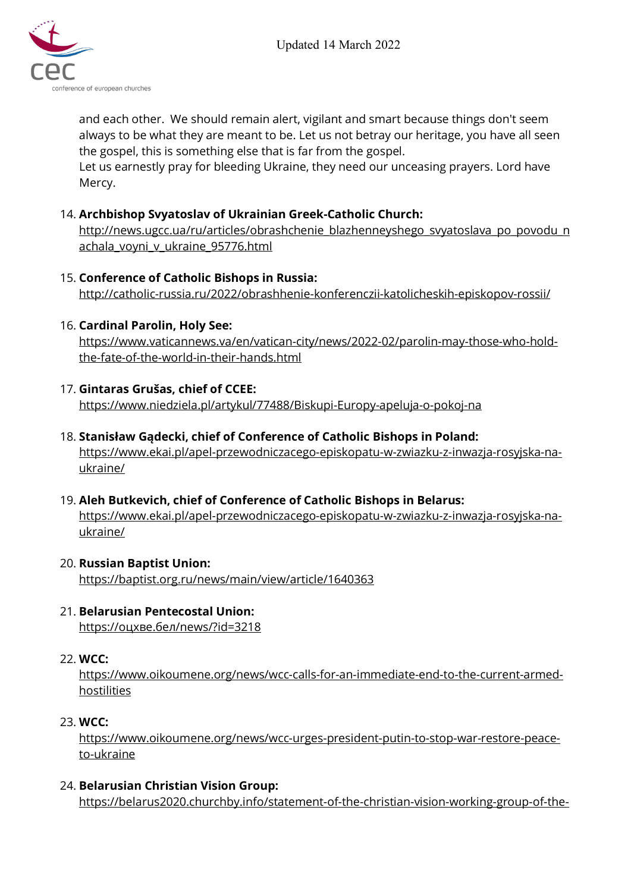and each other. We should remain alert, vigilant and smart because things don't seem always to be what they are meant to be. Let us not betray our heritage, you have all seen the gospel, this is something else that is far from the gospel.
Let us earnestly pray for bleeding Ukraine, they need our unceasing prayers. Lord have Mercy.

14. **Archbishop Svyatoslav of Ukrainian Greek-Catholic Church:**
    http://news.ugcc.ua/ru/articles/obrashchenie_blazhenneyshego_svyatoslava_po_povodu_nachala_voyni_v_ukraine_95776.html

15. **Conference of Catholic Bishops in Russia:**
    http://catholic-russia.ru/2022/obrashhenie-konferenczii-katolicheskih-episkopov-rossii/

16. **Cardinal Parolin, Holy See:**
    https://www.vaticannews.va/en/vatican-city/news/2022-02/parolin-may-those-who-hold-the-fate-of-the-world-in-their-hands.html

17. **Gintaras Grušas, chief of CCEE:**
    https://www.niedziela.pl/artykul/77488/Biskupi-Europy-apeluja-o-pokoj-na

18. **Stanisław Gądecki, chief of Conference of Catholic Bishops in Poland:**
    https://www.ekai.pl/apel-przewodniczacego-episkopatu-w-zwiazku-z-inwazja-rosyjska-na-ukraine/

19. **Aleh Butkevich, chief of Conference of Catholic Bishops in Belarus:**
    https://www.ekai.pl/apel-przewodniczacego-episkopatu-w-zwiazku-z-inwazja-rosyjska-na-ukraine/

20. **Russian Baptist Union:**
    https://baptist.org.ru/news/main/view/article/1640363

21. **Belarusian Pentecostal Union:**
    https://оцхве.бел/news/?id=3218

22. **WCC:**
    https://www.oikoumene.org/news/wcc-calls-for-an-immediate-end-to-the-current-armed-hostilities

23. **WCC:**
    https://www.oikoumene.org/news/wcc-urges-president-putin-to-stop-war-restore-peace-to-ukraine

24. **Belarusian Christian Vision Group:**
    https://belarus2020.churchby.info/statement-of-the-christian-vision-working-group-of-the-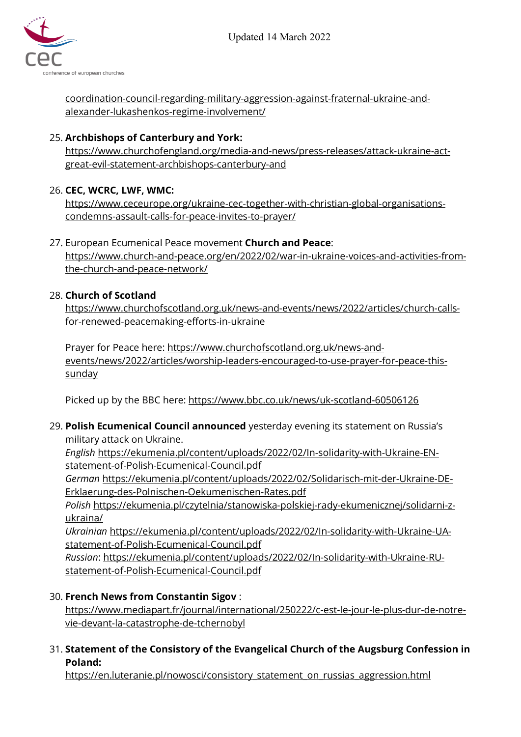coordination-council-regarding-military-aggression-against-fraternal-ukraine-and-alexander-lukashenkos-regime-involvement/

25. **Archbishops of Canterbury and York:** https://www.churchofengland.org/media-and-news/press-releases/attack-ukraine-act-great-evil-statement-archbishops-canterbury-and

26. **CEC, WCRC, LWF, WMC:** https://www.ceceurope.org/ukraine-cec-together-with-christian-global-organisations-condemns-assault-calls-for-peace-invites-to-prayer/

27. European Ecumenical Peace movement **Church and Peace**: https://www.church-and-peace.org/en/2022/02/war-in-ukraine-voices-and-activities-from-the-church-and-peace-network/

28. **Church of Scotland** https://www.churchofscotland.org.uk/news-and-events/news/2022/articles/church-calls-for-renewed-peacemaking-efforts-in-ukraine

    Prayer for Peace here: https://www.churchofscotland.org.uk/news-and-events/news/2022/articles/worship-leaders-encouraged-to-use-prayer-for-peace-this-sunday

    Picked up by the BBC here: https://www.bbc.co.uk/news/uk-scotland-60506126

29. **Polish Ecumenical Council announced** yesterday evening its statement on Russia's military attack on Ukraine.
    *English* https://ekumenia.pl/content/uploads/2022/02/In-solidarity-with-Ukraine-EN-statement-of-Polish-Ecumenical-Council.pdf
    *German* https://ekumenia.pl/content/uploads/2022/02/Solidarisch-mit-der-Ukraine-DE-Erklaerung-des-Polnischen-Oekumenischen-Rates.pdf
    *Polish* https://ekumenia.pl/czytelnia/stanowiska-polskiej-rady-ekumenicznej/solidarni-z-ukraina/
    *Ukrainian* https://ekumenia.pl/content/uploads/2022/02/In-solidarity-with-Ukraine-UA-statement-of-Polish-Ecumenical-Council.pdf
    *Russian*: https://ekumenia.pl/content/uploads/2022/02/In-solidarity-with-Ukraine-RU-statement-of-Polish-Ecumenical-Council.pdf

30. **French News from Constantin Sigov** : https://www.mediapart.fr/journal/international/250222/c-est-le-jour-le-plus-dur-de-notre-vie-devant-la-catastrophe-de-tchernobyl

31. **Statement of the Consistory of the Evangelical Church of the Augsburg Confession in Poland:** https://en.luteranie.pl/nowosci/consistory_statement_on_russias_aggression.html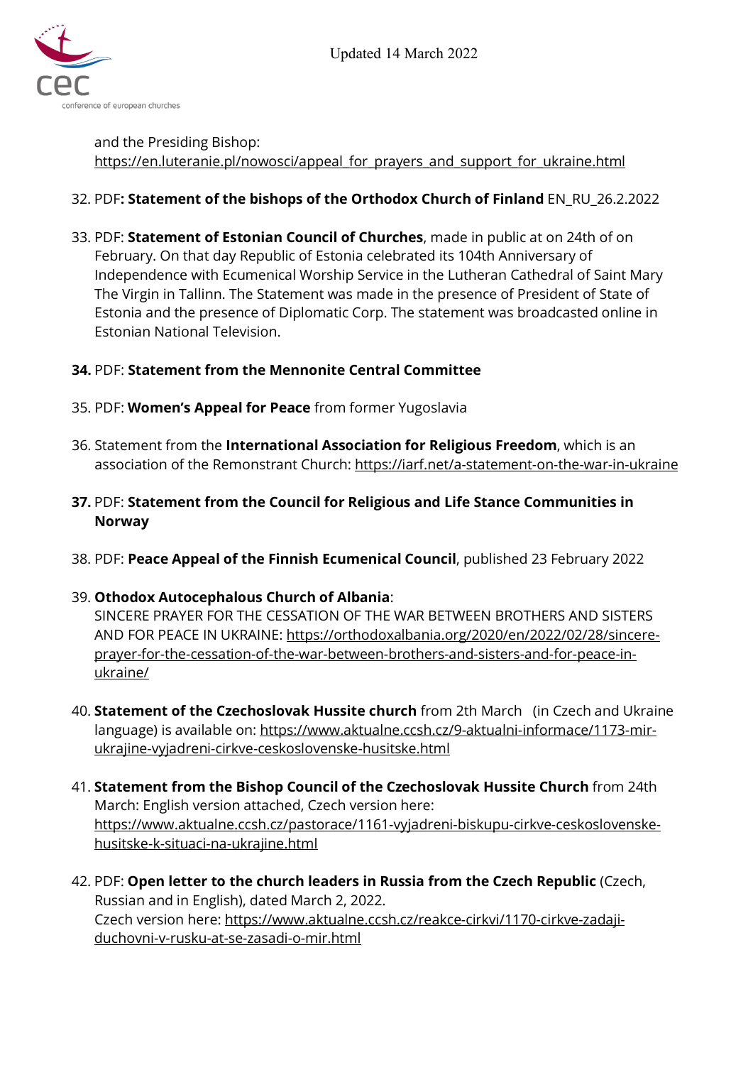and the Presiding Bishop:
https://en.luteranie.pl/nowosci/appeal_for_prayers_and_support_for_ukraine.html

32. PDF**: Statement of the bishops of the Orthodox Church of Finland** EN_RU_26.2.2022

33. PDF: **Statement of Estonian Council of Churches**, made in public at on 24th of on February. On that day Republic of Estonia celebrated its 104th Anniversary of Independence with Ecumenical Worship Service in the Lutheran Cathedral of Saint Mary The Virgin in Tallinn. The Statement was made in the presence of President of State of Estonia and the presence of Diplomatic Corp. The statement was broadcasted online in Estonian National Television.

**34.** PDF: **Statement from the Mennonite Central Committee**

35. PDF: **Women's Appeal for Peace** from former Yugoslavia

36. Statement from the **International Association for Religious Freedom**, which is an association of the Remonstrant Church: https://iarf.net/a-statement-on-the-war-in-ukraine

**37.** PDF: **Statement from the Council for Religious and Life Stance Communities in Norway**

38. PDF: **Peace Appeal of the Finnish Ecumenical Council**, published 23 February 2022

39. **Othodox Autocephalous Church of Albania**:
SINCERE PRAYER FOR THE CESSATION OF THE WAR BETWEEN BROTHERS AND SISTERS AND FOR PEACE IN UKRAINE: https://orthodoxalbania.org/2020/en/2022/02/28/sincere-prayer-for-the-cessation-of-the-war-between-brothers-and-sisters-and-for-peace-in-ukraine/

40. **Statement of the Czechoslovak Hussite church** from 2th March (in Czech and Ukraine language) is available on: https://www.aktualne.ccsh.cz/9-aktualni-informace/1173-mir-ukrajine-vyjadreni-cirkve-ceskoslovenske-husitske.html

41. **Statement from the Bishop Council of the Czechoslovak Hussite Church** from 24th March: English version attached, Czech version here: https://www.aktualne.ccsh.cz/pastorace/1161-vyjadreni-biskupu-cirkve-ceskoslovenske-husitske-k-situaci-na-ukrajine.html

42. PDF: **Open letter to the church leaders in Russia from the Czech Republic** (Czech, Russian and in English), dated March 2, 2022.
Czech version here: https://www.aktualne.ccsh.cz/reakce-cirkvi/1170-cirkve-zadaji-duchovni-v-rusku-at-se-zasadi-o-mir.html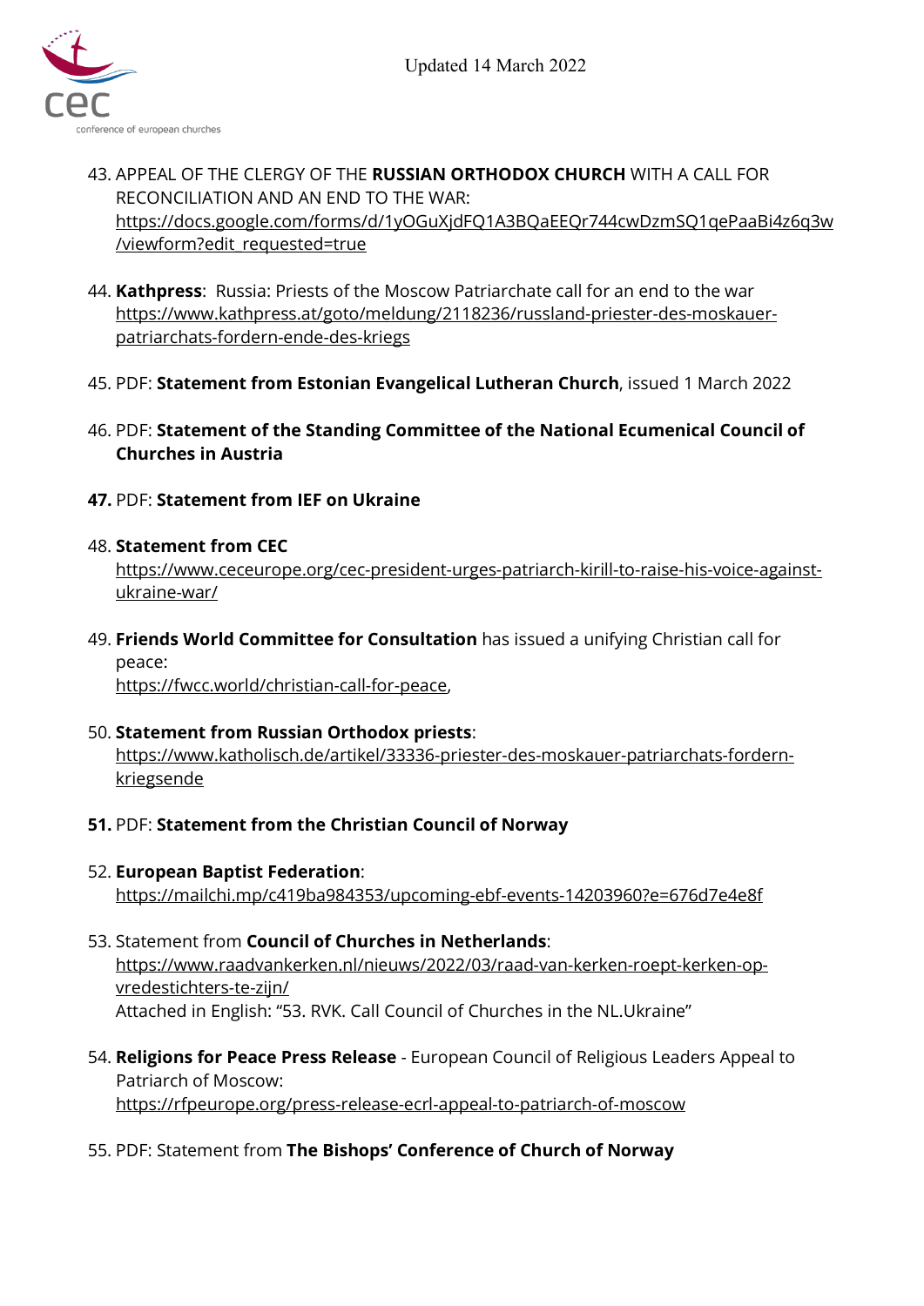43. APPEAL OF THE CLERGY OF THE **RUSSIAN ORTHODOX CHURCH** WITH A CALL FOR RECONCILIATION AND AN END TO THE WAR: https://docs.google.com/forms/d/1yOGuXjdFQ1A3BQaEEQr744cwDzmSQ1qePaaBi4z6q3w/viewform?edit_requested=true

44. **Kathpress**: Russia: Priests of the Moscow Patriarchate call for an end to the war https://www.kathpress.at/goto/meldung/2118236/russland-priester-des-moskauer-patriarchats-fordern-ende-des-kriegs

45. PDF: **Statement from Estonian Evangelical Lutheran Church**, issued 1 March 2022

46. PDF: **Statement of the Standing Committee of the National Ecumenical Council of Churches in Austria**

47. PDF: **Statement from IEF on Ukraine**

48. **Statement from CEC** https://www.ceceurope.org/cec-president-urges-patriarch-kirill-to-raise-his-voice-against-ukraine-war/

49. **Friends World Committee for Consultation** has issued a unifying Christian call for peace: https://fwcc.world/christian-call-for-peace,

50. **Statement from Russian Orthodox priests**: https://www.katholisch.de/artikel/33336-priester-des-moskauer-patriarchats-fordern-kriegsende

51. PDF: **Statement from the Christian Council of Norway**

52. **European Baptist Federation**: https://mailchi.mp/c419ba984353/upcoming-ebf-events-14203960?e=676d7e4e8f

53. Statement from **Council of Churches in Netherlands**: https://www.raadvankerken.nl/nieuws/2022/03/raad-van-kerken-roept-kerken-op-vredestichters-te-zijn/
    Attached in English: "53. RVK. Call Council of Churches in the NL.Ukraine"

54. **Religions for Peace Press Release** - European Council of Religious Leaders Appeal to Patriarch of Moscow: https://rfpeurope.org/press-release-ecrl-appeal-to-patriarch-of-moscow

55. PDF: Statement from **The Bishops' Conference of Church of Norway**